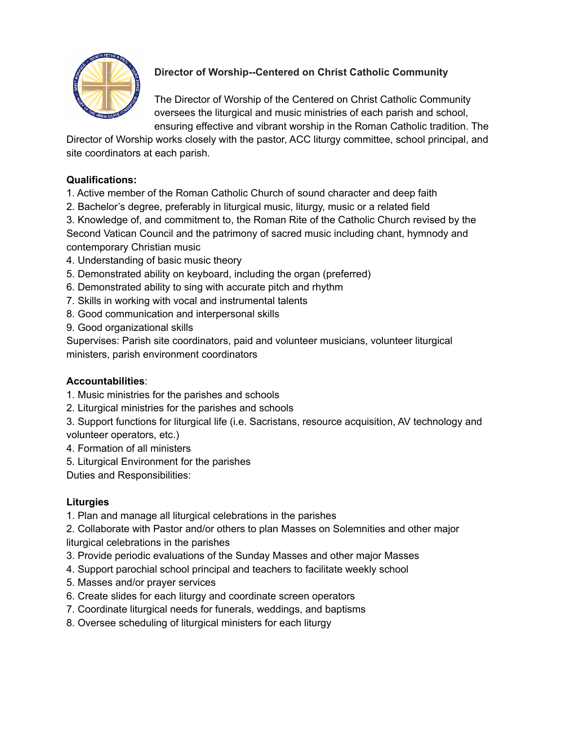# Director of Worship--Centered on Christ Catholic Community

The Director of Worship of the Centered on Christ Catholic Community oversees the liturgical and music ministries of each parish and school, ensuring effective and vibrant worship in the Roman Catholic tradition. The Director of Worship works closely with the pastor, ACC liturgy committee, school principal, and site coordinators at each parish.

**Qualifications:**

1. Active member of the Roman Catholic Church of sound character and deep faith
2. Bachelor's degree, preferably in liturgical music, liturgy, music or a related field
3. Knowledge of, and commitment to, the Roman Rite of the Catholic Church revised by the Second Vatican Council and the patrimony of sacred music including chant, hymnody and contemporary Christian music
4. Understanding of basic music theory
5. Demonstrated ability on keyboard, including the organ (preferred)
6. Demonstrated ability to sing with accurate pitch and rhythm
7. Skills in working with vocal and instrumental talents
8. Good communication and interpersonal skills
9. Good organizational skills

Supervises: Parish site coordinators, paid and volunteer musicians, volunteer liturgical ministers, parish environment coordinators

**Accountabilities**:

1. Music ministries for the parishes and schools
2. Liturgical ministries for the parishes and schools
3. Support functions for liturgical life (i.e. Sacristans, resource acquisition, AV technology and volunteer operators, etc.)
4. Formation of all ministers
5. Liturgical Environment for the parishes

Duties and Responsibilities:

**Liturgies**

1. Plan and manage all liturgical celebrations in the parishes
2. Collaborate with Pastor and/or others to plan Masses on Solemnities and other major liturgical celebrations in the parishes
3. Provide periodic evaluations of the Sunday Masses and other major Masses
4. Support parochial school principal and teachers to facilitate weekly school
5. Masses and/or prayer services
6. Create slides for each liturgy and coordinate screen operators
7. Coordinate liturgical needs for funerals, weddings, and baptisms
8. Oversee scheduling of liturgical ministers for each liturgy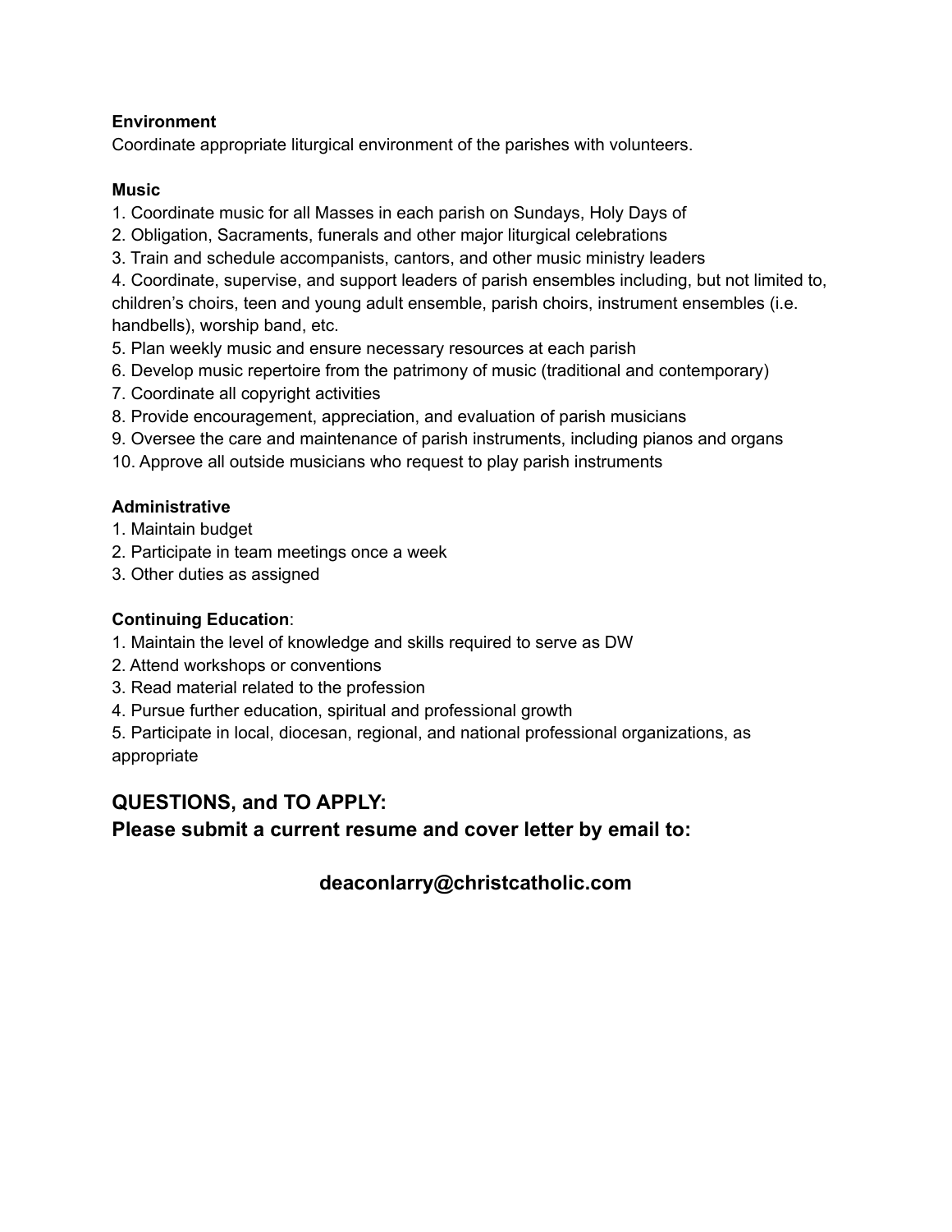**Environment**

Coordinate appropriate liturgical environment of the parishes with volunteers.

**Music**

1. Coordinate music for all Masses in each parish on Sundays, Holy Days of
2. Obligation, Sacraments, funerals and other major liturgical celebrations
3. Train and schedule accompanists, cantors, and other music ministry leaders
4. Coordinate, supervise, and support leaders of parish ensembles including, but not limited to, children's choirs, teen and young adult ensemble, parish choirs, instrument ensembles (i.e. handbells), worship band, etc.
5. Plan weekly music and ensure necessary resources at each parish
6. Develop music repertoire from the patrimony of music (traditional and contemporary)
7. Coordinate all copyright activities
8. Provide encouragement, appreciation, and evaluation of parish musicians
9. Oversee the care and maintenance of parish instruments, including pianos and organs
10. Approve all outside musicians who request to play parish instruments

**Administrative**

1. Maintain budget
2. Participate in team meetings once a week
3. Other duties as assigned

**Continuing Education**:

1. Maintain the level of knowledge and skills required to serve as DW
2. Attend workshops or conventions
3. Read material related to the profession
4. Pursue further education, spiritual and professional growth
5. Participate in local, diocesan, regional, and national professional organizations, as appropriate

## QUESTIONS, and TO APPLY:
## Please submit a current resume and cover letter by email to:

**deaconlarry@christcatholic.com**